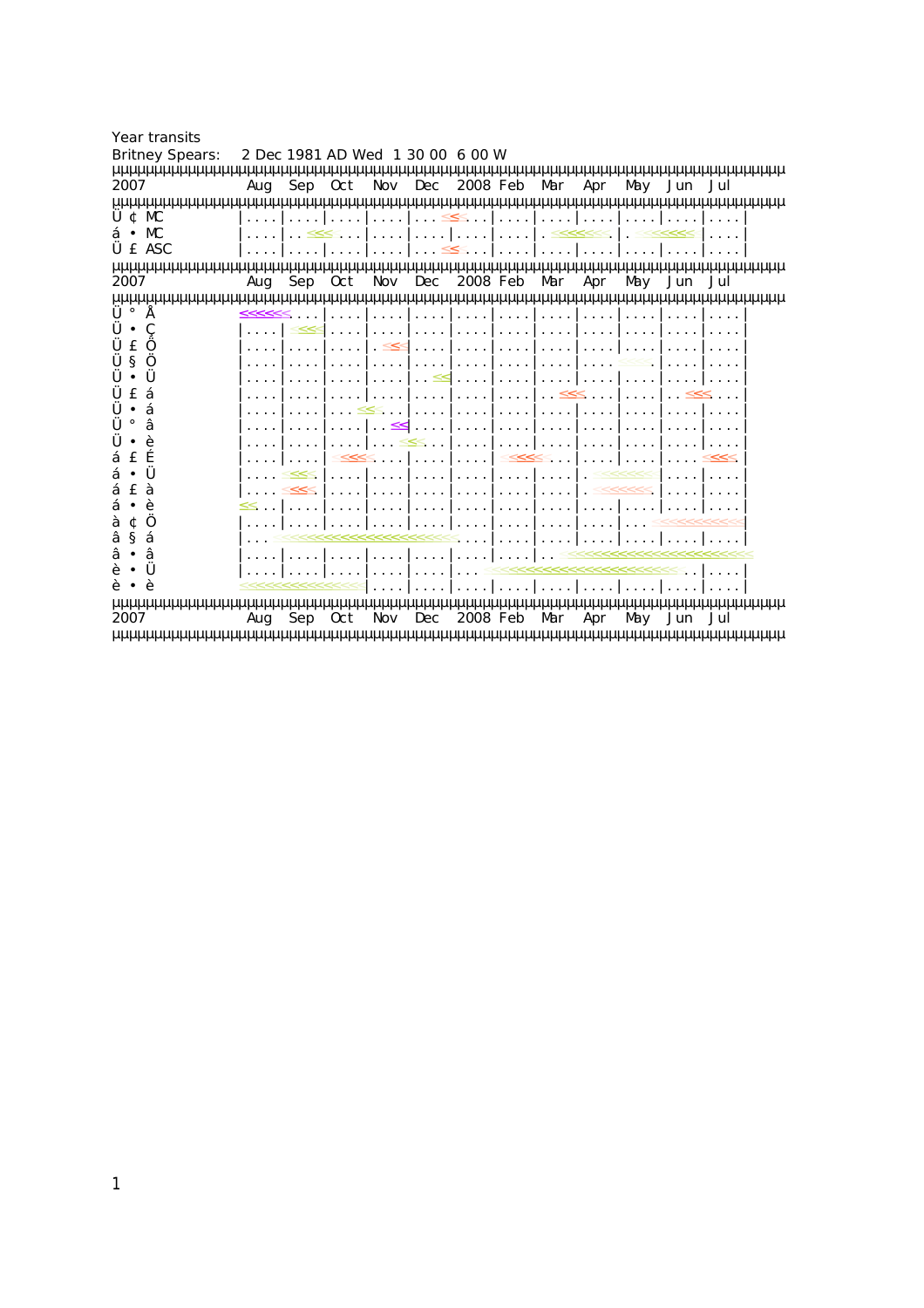Year transits

Britney Spears: 2 Dec 1981 AD Wed 1 30 00 6 00 W

```
µµµµµµµµµµµµµµµµµµµµµµµµµµµµµµµµµµµµµµµµµµµµµµµµµµµµµµµµµµµµµµµµµµµµµµµµµµµµµµµµµµµµ
2007                Aug   Sep   Oct   Nov   Dec   2008  Feb   Mar   Apr   May   Jun   Jul
µµµµµµµµµµµµµµµµµµµµµµµµµµµµµµµµµµµµµµµµµµµµµµµµµµµµµµµµµµµµµµµµµµµµµµµµµµµµµµµµµµµµ
Ü ¢ MC             |....|....|....|....|...<<<...|....|....|....|....|....|....|
á • MC             |....|..<<<...|....|....|....|....|.<<<<<<<.|.<<<<<<<|....|
Ü £ ASC            |....|....|....|....|...<<...|....|....|....|....|....|....|
µµµµµµµµµµµµµµµµµµµµµµµµµµµµµµµµµµµµµµµµµµµµµµµµµµµµµµµµµµµµµµµµµµµµµµµµµµµµµµµµµµµµ
2007                Aug   Sep   Oct   Nov   Dec   2008  Feb   Mar   Apr   May   Jun   Jul
µµµµµµµµµµµµµµµµµµµµµµµµµµµµµµµµµµµµµµµµµµµµµµµµµµµµµµµµµµµµµµµµµµµµµµµµµµµµµµµµµµµµ
Ü ° Å              <<<<<<....|....|....|....|....|....|....|....|....|....|....|
Ü • Ç              |....|<<<<|....|....|....|....|....|....|....|....|....|....|
Ü £ Ö              |....|....|....|.<<<....|....|....|....|....|....|....|....|
Ü § Ö              |....|....|....|....|....|....|....|....|....<<<<|....|....|
Ü • Ü              |....|....|....|....|..<<....|....|....|....|....|....|....|
Ü £ á              |....|....|....|....|....|....|....|..<<<....|....|..<<<...|
Ü • á              |....|....|...<<<...|....|....|....|....|....|....|....|....|
Ü ° â              |....|....|....|..<<|....|....|....|....|....|....|....|....|
Ü • è              |....|....|....|...<<<...|....|....|....|....|....|....|....|
á £ É              |....|....|<<<<....|....|....|<<<<<....|....|....|....<<<<|
á • Ü              |....<<<<.|....|....|....|....|....|....|.<<<<<<<<|....|....|
á £ à              |....<<<<.|....|....|....|....|....|....|.<<<<<<<|....|....|
á • è              <<..|....|....|....|....|....|....|....|....|....|....|....|
à ¢ Ö              |....|....|....|....|....|....|....|....|....|...<<<<<<<<<<<|
â § á              |...<<<<<<<<<<<<<<<<<<<<<<<<<...|....|....|....|....|....|....|
â • â              |....|....|....|....|....|....|....|..<<<<<<<<<<<<<<<<<<<<<<<<<
è • Ü              |....|....|....|....|....|...<<<<<<<<<<<<<<<<<<<<<<<<<..|....|
è • è              <<<<<<<<<<<<<<<<|....|....|....|....|....|....|....|....|....|
µµµµµµµµµµµµµµµµµµµµµµµµµµµµµµµµµµµµµµµµµµµµµµµµµµµµµµµµµµµµµµµµµµµµµµµµµµµµµµµµµµµµ
2007                Aug   Sep   Oct   Nov   Dec   2008  Feb   Mar   Apr   May   Jun   Jul
µµµµµµµµµµµµµµµµµµµµµµµµµµµµµµµµµµµµµµµµµµµµµµµµµµµµµµµµµµµµµµµµµµµµµµµµµµµµµµµµµµµµ
```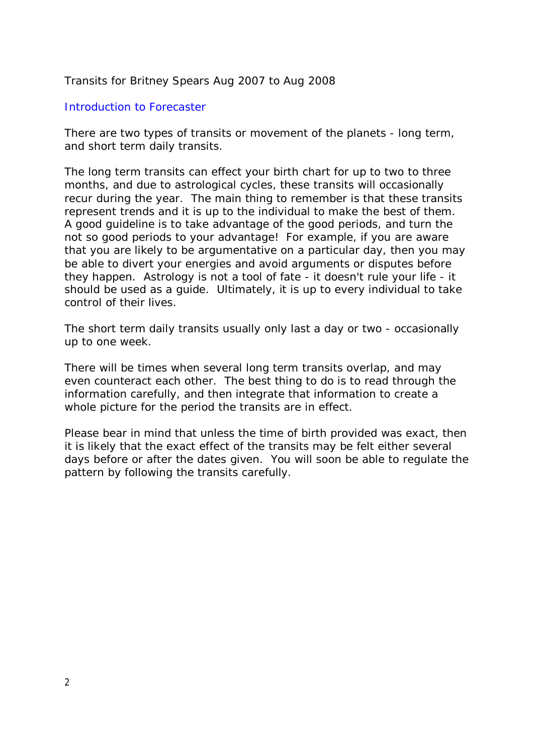Transits for Britney Spears Aug 2007 to Aug 2008

## Introduction to Forecaster

There are two types of transits or movement of the planets - long term, and short term daily transits.

The long term transits can effect your birth chart for up to two to three months, and due to astrological cycles, these transits will occasionally recur during the year. The main thing to remember is that these transits represent trends and it is up to the individual to make the best of them. A good guideline is to take advantage of the good periods, and turn the not so good periods to your advantage! For example, if you are aware that you are likely to be argumentative on a particular day, then you may be able to divert your energies and avoid arguments or disputes before they happen. Astrology is not a tool of fate - it doesn't rule your life - it should be used as a guide. Ultimately, it is up to every individual to take control of their lives.

The short term daily transits usually only last a day or two - occasionally up to one week.

There will be times when several long term transits overlap, and may even counteract each other. The best thing to do is to read through the information carefully, and then integrate that information to create a whole picture for the period the transits are in effect.

Please bear in mind that unless the time of birth provided was exact, then it is likely that the exact effect of the transits may be felt either several days before or after the dates given. You will soon be able to regulate the pattern by following the transits carefully.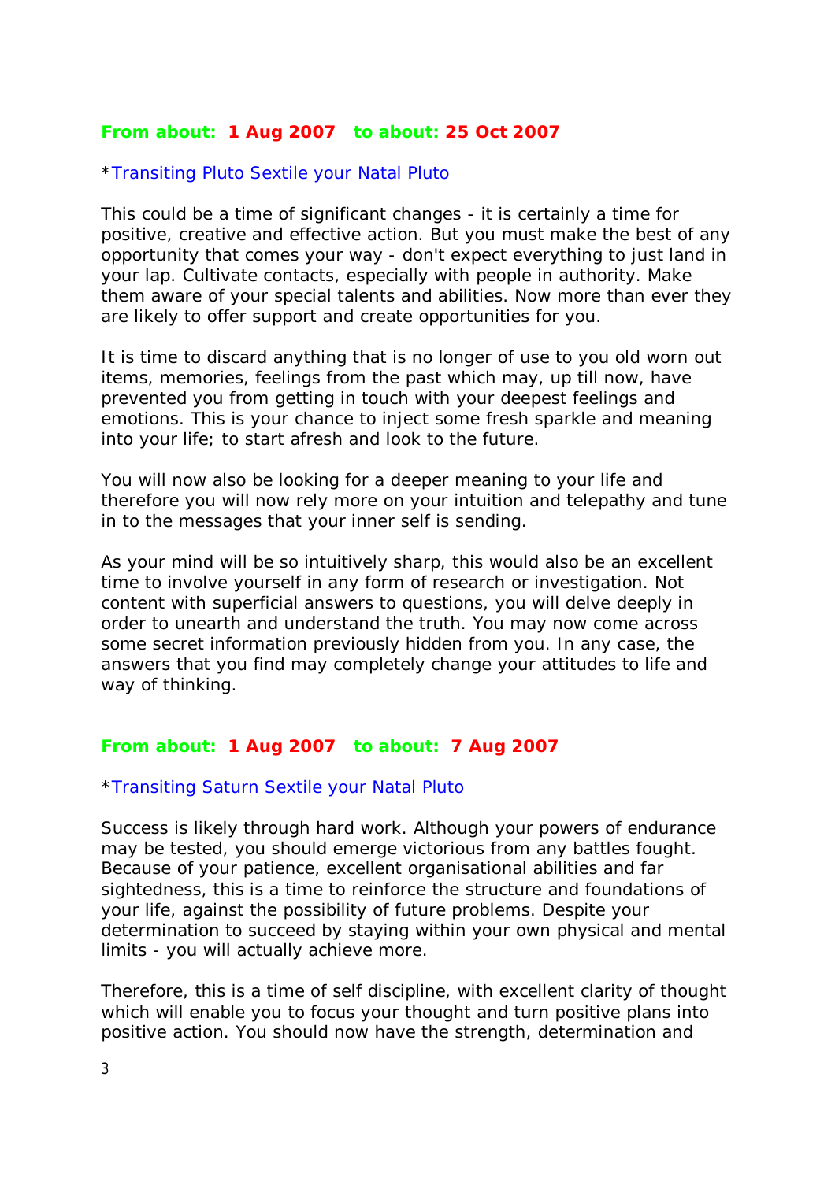**From about: 1 Aug 2007 to about: 25 Oct 2007**

*Transiting Pluto Sextile your Natal Pluto

This could be a time of significant changes - it is certainly a time for positive, creative and effective action. But you must make the best of any opportunity that comes your way - don't expect everything to just land in your lap. Cultivate contacts, especially with people in authority. Make them aware of your special talents and abilities. Now more than ever they are likely to offer support and create opportunities for you.

It is time to discard anything that is no longer of use to you old worn out items, memories, feelings from the past which may, up till now, have prevented you from getting in touch with your deepest feelings and emotions. This is your chance to inject some fresh sparkle and meaning into your life; to start afresh and look to the future.

You will now also be looking for a deeper meaning to your life and therefore you will now rely more on your intuition and telepathy and tune in to the messages that your inner self is sending.

As your mind will be so intuitively sharp, this would also be an excellent time to involve yourself in any form of research or investigation. Not content with superficial answers to questions, you will delve deeply in order to unearth and understand the truth. You may now come across some secret information previously hidden from you. In any case, the answers that you find may completely change your attitudes to life and way of thinking.

**From about: 1 Aug 2007 to about: 7 Aug 2007**

*Transiting Saturn Sextile your Natal Pluto

Success is likely through hard work. Although your powers of endurance may be tested, you should emerge victorious from any battles fought. Because of your patience, excellent organisational abilities and far sightedness, this is a time to reinforce the structure and foundations of your life, against the possibility of future problems. Despite your determination to succeed by staying within your own physical and mental limits - you will actually achieve more.

Therefore, this is a time of self discipline, with excellent clarity of thought which will enable you to focus your thought and turn positive plans into positive action. You should now have the strength, determination and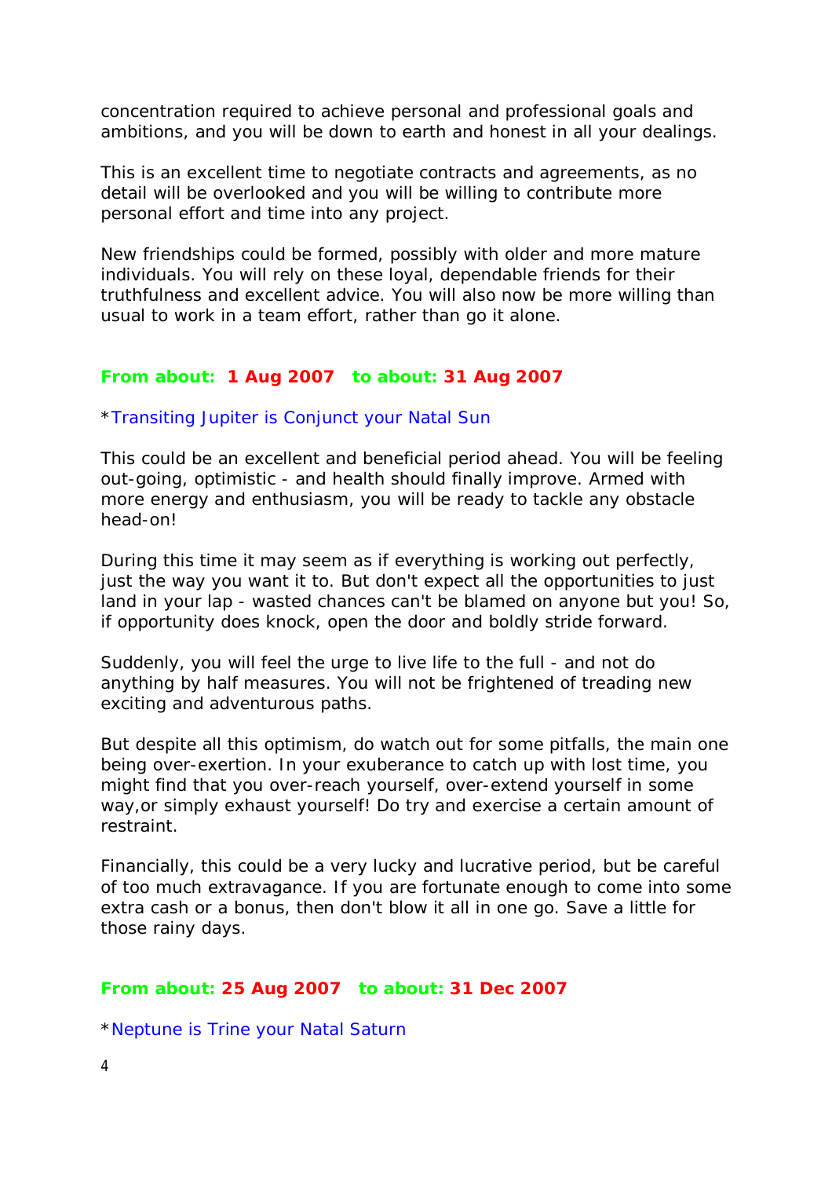concentration required to achieve personal and professional goals and ambitions, and you will be down to earth and honest in all your dealings.

This is an excellent time to negotiate contracts and agreements, as no detail will be overlooked and you will be willing to contribute more personal effort and time into any project.

New friendships could be formed, possibly with older and more mature individuals. You will rely on these loyal, dependable friends for their truthfulness and excellent advice. You will also now be more willing than usual to work in a team effort, rather than go it alone.

**From about: 1 Aug 2007 to about: 31 Aug 2007**

*Transiting Jupiter is Conjunct your Natal Sun

This could be an excellent and beneficial period ahead. You will be feeling out-going, optimistic - and health should finally improve. Armed with more energy and enthusiasm, you will be ready to tackle any obstacle head-on!

During this time it may seem as if everything is working out perfectly, just the way you want it to. But don't expect all the opportunities to just land in your lap - wasted chances can't be blamed on anyone but you! So, if opportunity does knock, open the door and boldly stride forward.

Suddenly, you will feel the urge to live life to the full - and not do anything by half measures. You will not be frightened of treading new exciting and adventurous paths.

But despite all this optimism, do watch out for some pitfalls, the main one being over-exertion. In your exuberance to catch up with lost time, you might find that you over-reach yourself, over-extend yourself in some way,or simply exhaust yourself! Do try and exercise a certain amount of restraint.

Financially, this could be a very lucky and lucrative period, but be careful of too much extravagance. If you are fortunate enough to come into some extra cash or a bonus, then don't blow it all in one go. Save a little for those rainy days.

**From about: 25 Aug 2007 to about: 31 Dec 2007**

*Neptune is Trine your Natal Saturn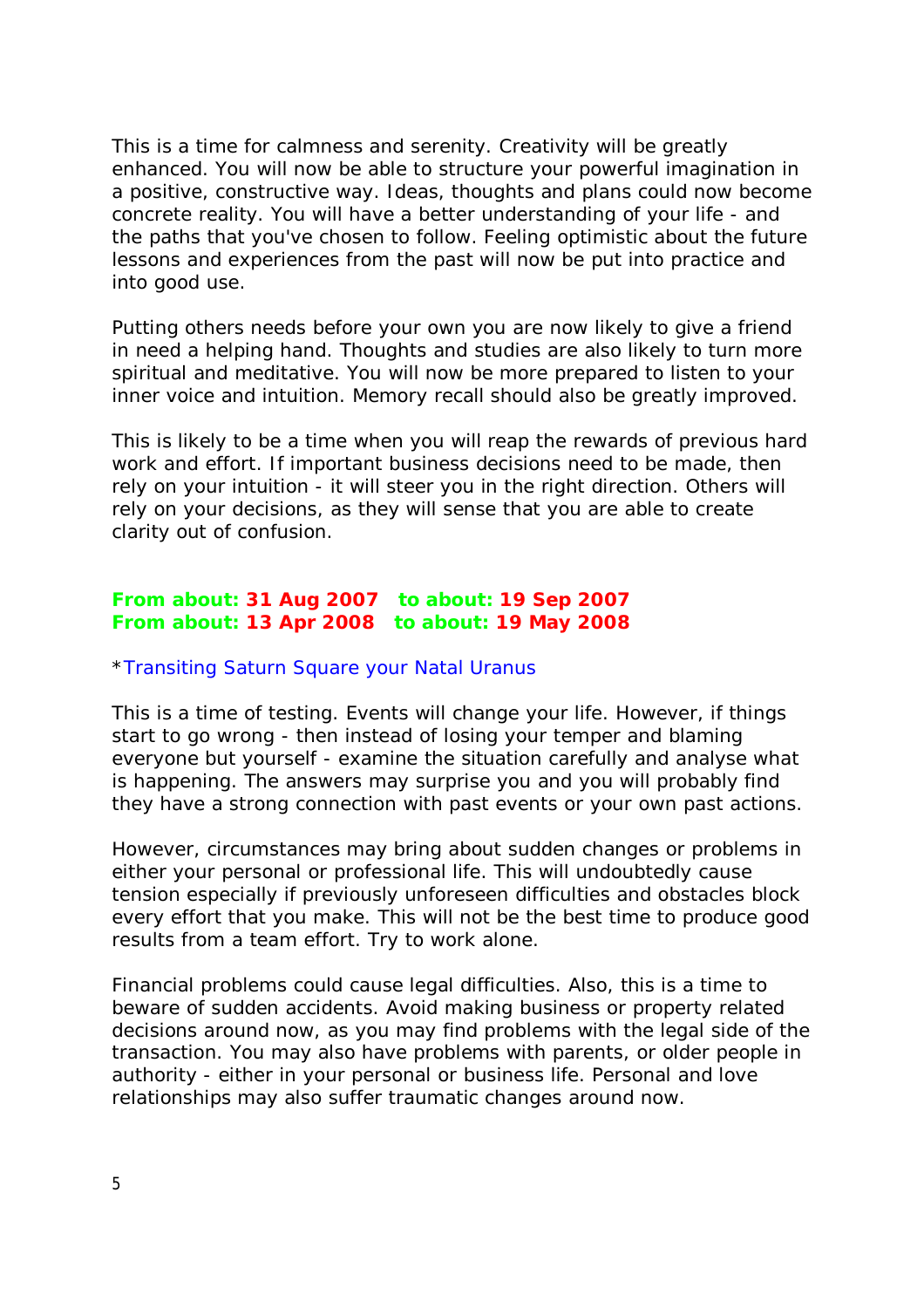This is a time for calmness and serenity. Creativity will be greatly enhanced. You will now be able to structure your powerful imagination in a positive, constructive way. Ideas, thoughts and plans could now become concrete reality. You will have a better understanding of your life - and the paths that you've chosen to follow. Feeling optimistic about the future lessons and experiences from the past will now be put into practice and into good use.

Putting others needs before your own you are now likely to give a friend in need a helping hand. Thoughts and studies are also likely to turn more spiritual and meditative. You will now be more prepared to listen to your inner voice and intuition. Memory recall should also be greatly improved.

This is likely to be a time when you will reap the rewards of previous hard work and effort. If important business decisions need to be made, then rely on your intuition - it will steer you in the right direction. Others will rely on your decisions, as they will sense that you are able to create clarity out of confusion.

**From about: 31 Aug 2007 to about: 19 Sep 2007**
**From about: 13 Apr 2008 to about: 19 May 2008**

*Transiting Saturn Square your Natal Uranus

This is a time of testing. Events will change your life. However, if things start to go wrong - then instead of losing your temper and blaming everyone but yourself - examine the situation carefully and analyse what is happening. The answers may surprise you and you will probably find they have a strong connection with past events or your own past actions.

However, circumstances may bring about sudden changes or problems in either your personal or professional life. This will undoubtedly cause tension especially if previously unforeseen difficulties and obstacles block every effort that you make. This will not be the best time to produce good results from a team effort. Try to work alone.

Financial problems could cause legal difficulties. Also, this is a time to beware of sudden accidents. Avoid making business or property related decisions around now, as you may find problems with the legal side of the transaction. You may also have problems with parents, or older people in authority - either in your personal or business life. Personal and love relationships may also suffer traumatic changes around now.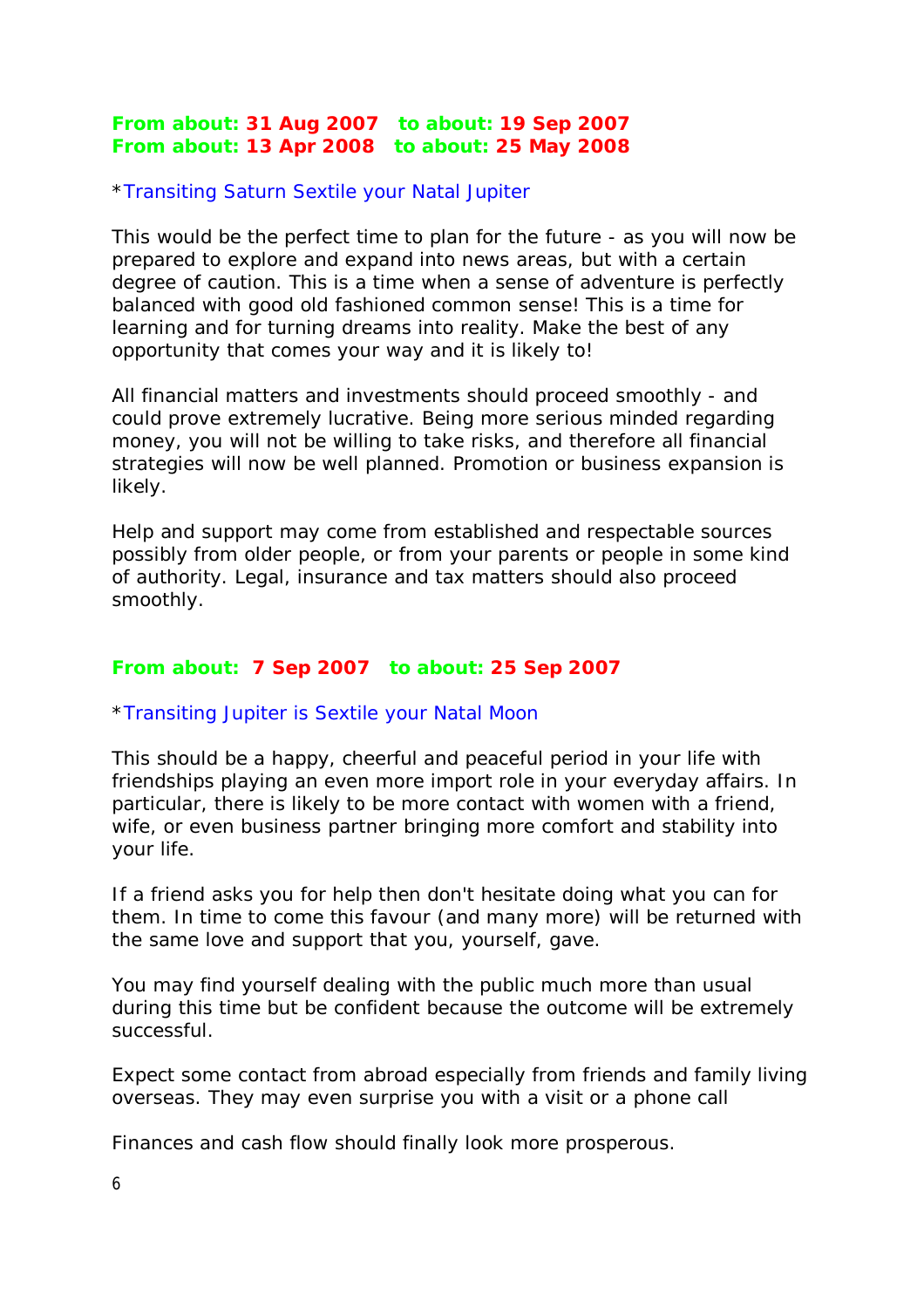**From about: 31 Aug 2007 to about: 19 Sep 2007**
**From about: 13 Apr 2008 to about: 25 May 2008**

*Transiting Saturn Sextile your Natal Jupiter

This would be the perfect time to plan for the future - as you will now be prepared to explore and expand into news areas, but with a certain degree of caution. This is a time when a sense of adventure is perfectly balanced with good old fashioned common sense! This is a time for learning and for turning dreams into reality. Make the best of any opportunity that comes your way and it is likely to!

All financial matters and investments should proceed smoothly - and could prove extremely lucrative. Being more serious minded regarding money, you will not be willing to take risks, and therefore all financial strategies will now be well planned. Promotion or business expansion is likely.

Help and support may come from established and respectable sources possibly from older people, or from your parents or people in some kind of authority. Legal, insurance and tax matters should also proceed smoothly.

**From about: 7 Sep 2007 to about: 25 Sep 2007**

*Transiting Jupiter is Sextile your Natal Moon

This should be a happy, cheerful and peaceful period in your life with friendships playing an even more import role in your everyday affairs. In particular, there is likely to be more contact with women with a friend, wife, or even business partner bringing more comfort and stability into your life.

If a friend asks you for help then don't hesitate doing what you can for them. In time to come this favour (and many more) will be returned with the same love and support that you, yourself, gave.

You may find yourself dealing with the public much more than usual during this time but be confident because the outcome will be extremely successful.

Expect some contact from abroad especially from friends and family living overseas. They may even surprise you with a visit or a phone call

Finances and cash flow should finally look more prosperous.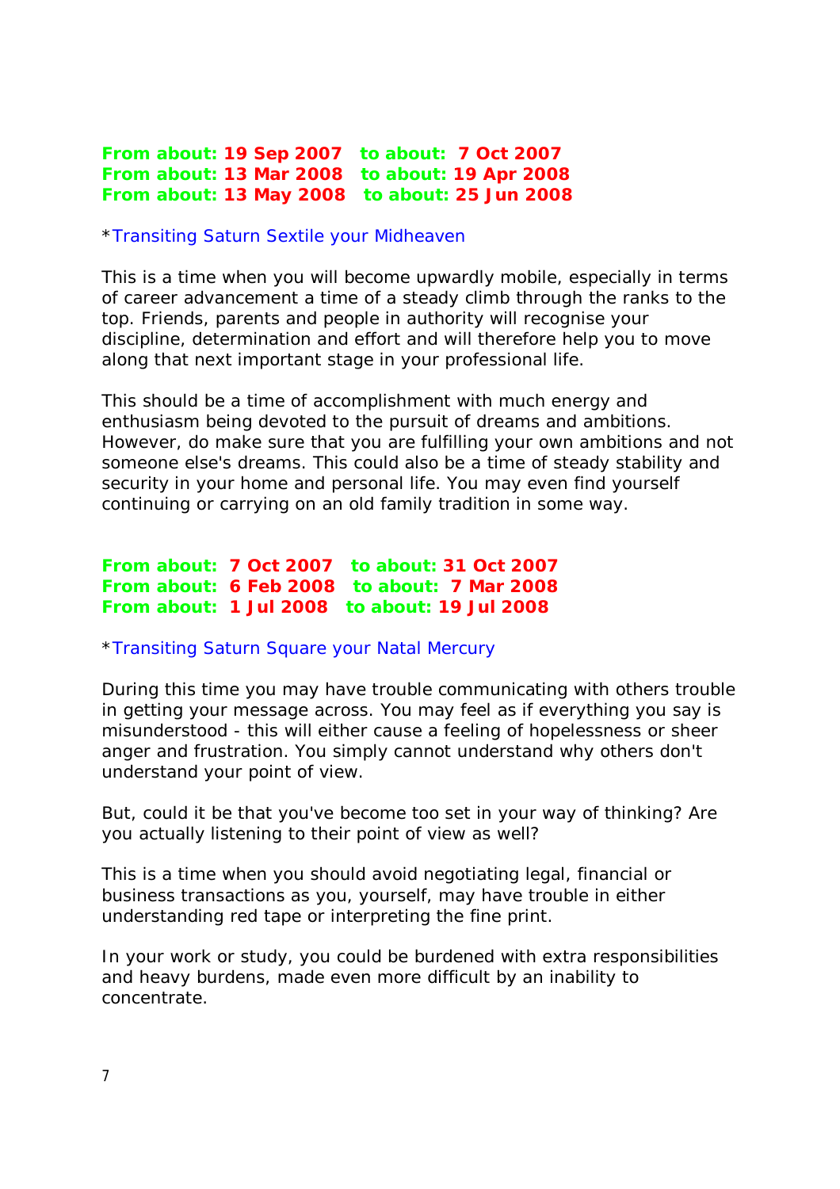**From about: 19 Sep 2007 to about: 7 Oct 2007**
**From about: 13 Mar 2008 to about: 19 Apr 2008**
**From about: 13 May 2008 to about: 25 Jun 2008**

*Transiting Saturn Sextile your Midheaven

This is a time when you will become upwardly mobile, especially in terms of career advancement a time of a steady climb through the ranks to the top. Friends, parents and people in authority will recognise your discipline, determination and effort and will therefore help you to move along that next important stage in your professional life.

This should be a time of accomplishment with much energy and enthusiasm being devoted to the pursuit of dreams and ambitions. However, do make sure that you are fulfilling your own ambitions and not someone else's dreams. This could also be a time of steady stability and security in your home and personal life. You may even find yourself continuing or carrying on an old family tradition in some way.

**From about: 7 Oct 2007 to about: 31 Oct 2007**
**From about: 6 Feb 2008 to about: 7 Mar 2008**
**From about: 1 Jul 2008 to about: 19 Jul 2008**

*Transiting Saturn Square your Natal Mercury

During this time you may have trouble communicating with others trouble in getting your message across. You may feel as if everything you say is misunderstood - this will either cause a feeling of hopelessness or sheer anger and frustration. You simply cannot understand why others don't understand your point of view.

But, could it be that you've become too set in your way of thinking? Are you actually listening to their point of view as well?

This is a time when you should avoid negotiating legal, financial or business transactions as you, yourself, may have trouble in either understanding red tape or interpreting the fine print.

In your work or study, you could be burdened with extra responsibilities and heavy burdens, made even more difficult by an inability to concentrate.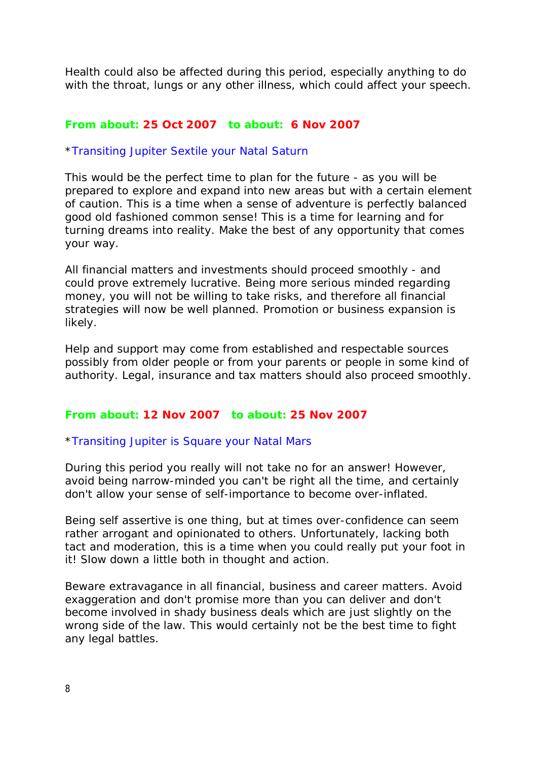Health could also be affected during this period, especially anything to do with the throat, lungs or any other illness, which could affect your speech.

**From about: 25 Oct 2007   to about:  6 Nov 2007**

*Transiting Jupiter Sextile your Natal Saturn

This would be the perfect time to plan for the future - as you will be prepared to explore and expand into new areas but with a certain element of caution. This is a time when a sense of adventure is perfectly balanced good old fashioned common sense! This is a time for learning and for turning dreams into reality. Make the best of any opportunity that comes your way.

All financial matters and investments should proceed smoothly - and could prove extremely lucrative. Being more serious minded regarding money, you will not be willing to take risks, and therefore all financial strategies will now be well planned. Promotion or business expansion is likely.

Help and support may come from established and respectable sources possibly from older people or from your parents or people in some kind of authority. Legal, insurance and tax matters should also proceed smoothly.

**From about: 12 Nov 2007   to about: 25 Nov 2007**

*Transiting Jupiter is Square your Natal Mars

During this period you really will not take no for an answer! However, avoid being narrow-minded you can't be right all the time, and certainly don't allow your sense of self-importance to become over-inflated.

Being self assertive is one thing, but at times over-confidence can seem rather arrogant and opinionated to others. Unfortunately, lacking both tact and moderation, this is a time when you could really put your foot in it! Slow down a little both in thought and action.

Beware extravagance in all financial, business and career matters. Avoid exaggeration and don't promise more than you can deliver and don't become involved in shady business deals which are just slightly on the wrong side of the law. This would certainly not be the best time to fight any legal battles.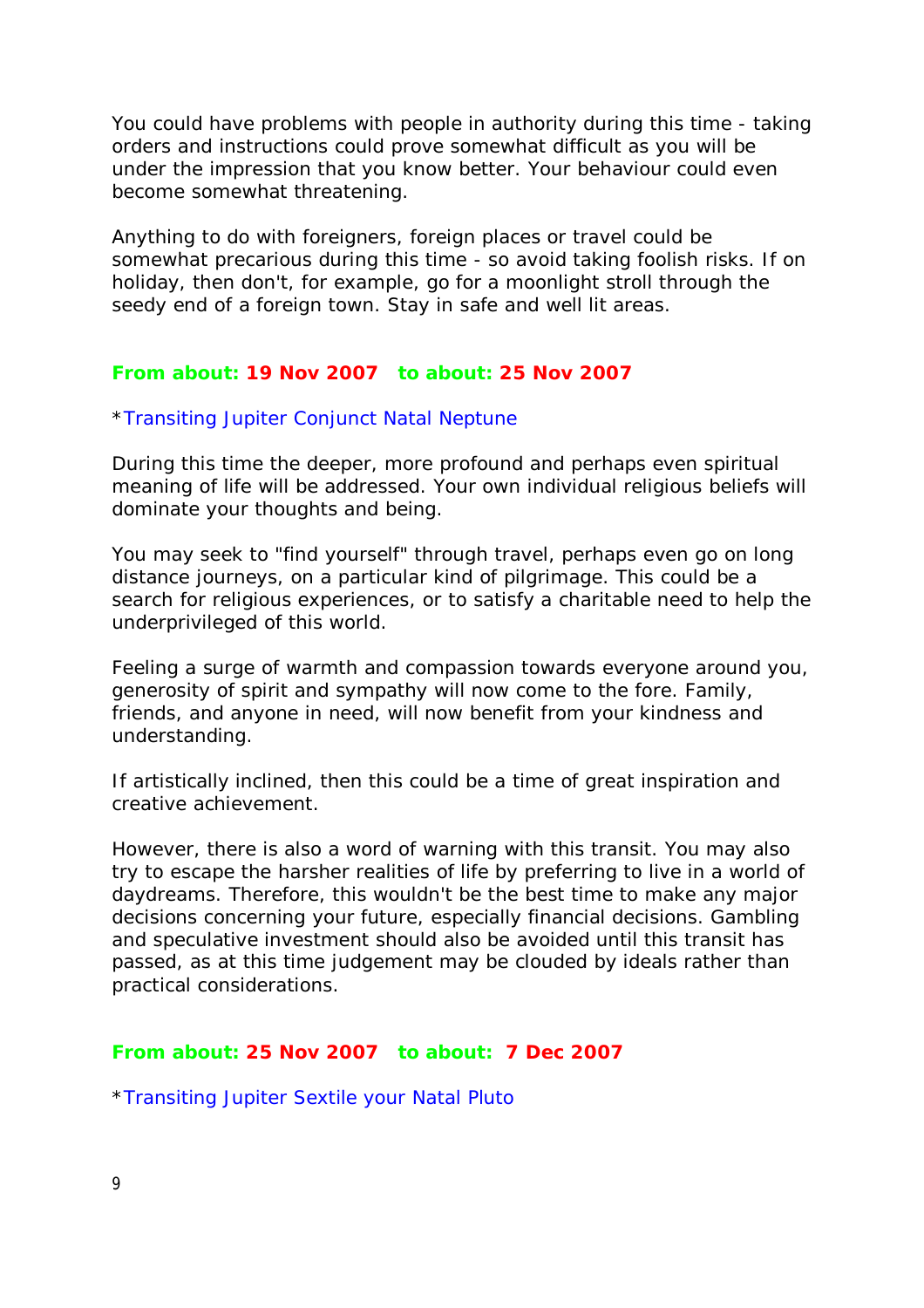You could have problems with people in authority during this time - taking orders and instructions could prove somewhat difficult as you will be under the impression that you know better. Your behaviour could even become somewhat threatening.

Anything to do with foreigners, foreign places or travel could be somewhat precarious during this time - so avoid taking foolish risks. If on holiday, then don't, for example, go for a moonlight stroll through the seedy end of a foreign town. Stay in safe and well lit areas.

**From about: 19 Nov 2007 to about: 25 Nov 2007**

*Transiting Jupiter Conjunct Natal Neptune

During this time the deeper, more profound and perhaps even spiritual meaning of life will be addressed. Your own individual religious beliefs will dominate your thoughts and being.

You may seek to "find yourself" through travel, perhaps even go on long distance journeys, on a particular kind of pilgrimage. This could be a search for religious experiences, or to satisfy a charitable need to help the underprivileged of this world.

Feeling a surge of warmth and compassion towards everyone around you, generosity of spirit and sympathy will now come to the fore. Family, friends, and anyone in need, will now benefit from your kindness and understanding.

If artistically inclined, then this could be a time of great inspiration and creative achievement.

However, there is also a word of warning with this transit. You may also try to escape the harsher realities of life by preferring to live in a world of daydreams. Therefore, this wouldn't be the best time to make any major decisions concerning your future, especially financial decisions. Gambling and speculative investment should also be avoided until this transit has passed, as at this time judgement may be clouded by ideals rather than practical considerations.

**From about: 25 Nov 2007 to about: 7 Dec 2007**

*Transiting Jupiter Sextile your Natal Pluto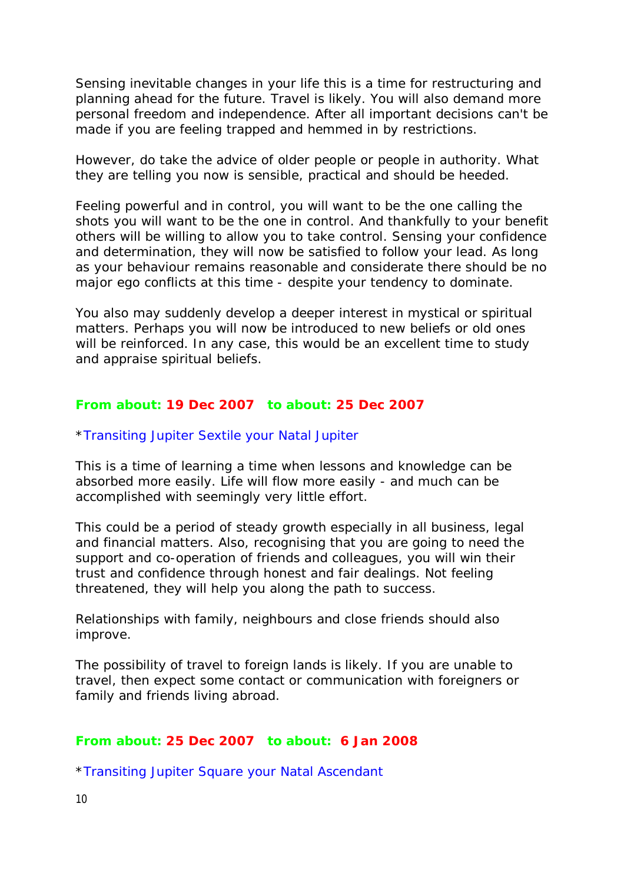Sensing inevitable changes in your life this is a time for restructuring and planning ahead for the future. Travel is likely. You will also demand more personal freedom and independence. After all important decisions can't be made if you are feeling trapped and hemmed in by restrictions.

However, do take the advice of older people or people in authority. What they are telling you now is sensible, practical and should be heeded.

Feeling powerful and in control, you will want to be the one calling the shots you will want to be the one in control. And thankfully to your benefit others will be willing to allow you to take control. Sensing your confidence and determination, they will now be satisfied to follow your lead. As long as your behaviour remains reasonable and considerate there should be no major ego conflicts at this time - despite your tendency to dominate.

You also may suddenly develop a deeper interest in mystical or spiritual matters. Perhaps you will now be introduced to new beliefs or old ones will be reinforced. In any case, this would be an excellent time to study and appraise spiritual beliefs.

**From about: 19 Dec 2007 to about: 25 Dec 2007**

*Transiting Jupiter Sextile your Natal Jupiter

This is a time of learning a time when lessons and knowledge can be absorbed more easily. Life will flow more easily - and much can be accomplished with seemingly very little effort.

This could be a period of steady growth especially in all business, legal and financial matters. Also, recognising that you are going to need the support and co-operation of friends and colleagues, you will win their trust and confidence through honest and fair dealings. Not feeling threatened, they will help you along the path to success.

Relationships with family, neighbours and close friends should also improve.

The possibility of travel to foreign lands is likely. If you are unable to travel, then expect some contact or communication with foreigners or family and friends living abroad.

**From about: 25 Dec 2007 to about: 6 Jan 2008**

*Transiting Jupiter Square your Natal Ascendant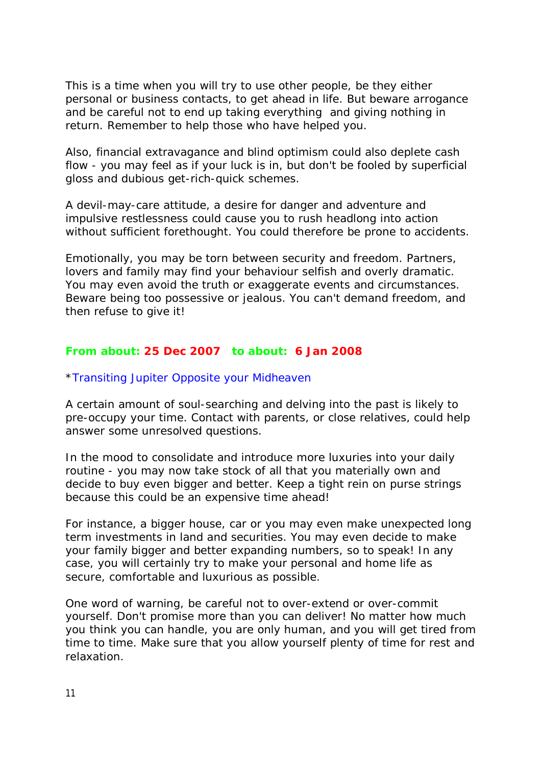This is a time when you will try to use other people, be they either personal or business contacts, to get ahead in life. But beware arrogance and be careful not to end up taking everything  and giving nothing in return. Remember to help those who have helped you.

Also, financial extravagance and blind optimism could also deplete cash flow - you may feel as if your luck is in, but don't be fooled by superficial gloss and dubious get-rich-quick schemes.

A devil-may-care attitude, a desire for danger and adventure and impulsive restlessness could cause you to rush headlong into action without sufficient forethought. You could therefore be prone to accidents.

Emotionally, you may be torn between security and freedom. Partners, lovers and family may find your behaviour selfish and overly dramatic. You may even avoid the truth or exaggerate events and circumstances. Beware being too possessive or jealous. You can't demand freedom, and then refuse to give it!

**From about: 25 Dec 2007   to about:  6 Jan 2008**

*Transiting Jupiter Opposite your Midheaven

A certain amount of soul-searching and delving into the past is likely to pre-occupy your time. Contact with parents, or close relatives, could help answer some unresolved questions.

In the mood to consolidate and introduce more luxuries into your daily routine - you may now take stock of all that you materially own and decide to buy even bigger and better. Keep a tight rein on purse strings because this could be an expensive time ahead!

For instance, a bigger house, car or you may even make unexpected long term investments in land and securities. You may even decide to make your family bigger and better expanding numbers, so to speak! In any case, you will certainly try to make your personal and home life as secure, comfortable and luxurious as possible.

One word of warning, be careful not to over-extend or over-commit yourself. Don't promise more than you can deliver! No matter how much you think you can handle, you are only human, and you will get tired from time to time. Make sure that you allow yourself plenty of time for rest and relaxation.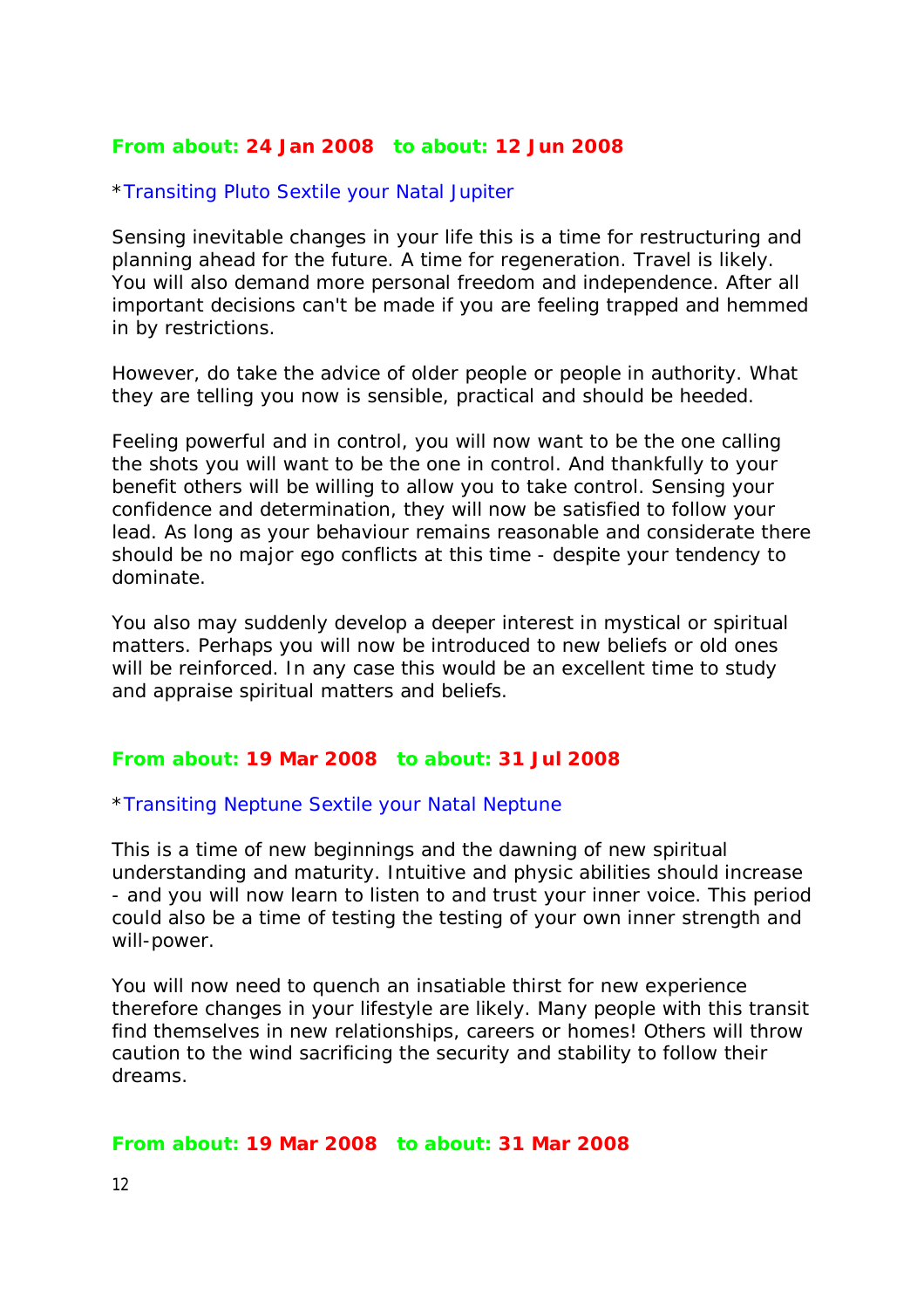**From about: 24 Jan 2008   to about: 12 Jun 2008**

*Transiting Pluto Sextile your Natal Jupiter

Sensing inevitable changes in your life this is a time for restructuring and planning ahead for the future. A time for regeneration. Travel is likely. You will also demand more personal freedom and independence. After all important decisions can't be made if you are feeling trapped and hemmed in by restrictions.

However, do take the advice of older people or people in authority. What they are telling you now is sensible, practical and should be heeded.

Feeling powerful and in control, you will now want to be the one calling the shots you will want to be the one in control. And thankfully to your benefit others will be willing to allow you to take control. Sensing your confidence and determination, they will now be satisfied to follow your lead. As long as your behaviour remains reasonable and considerate there should be no major ego conflicts at this time - despite your tendency to dominate.

You also may suddenly develop a deeper interest in mystical or spiritual matters. Perhaps you will now be introduced to new beliefs or old ones will be reinforced. In any case this would be an excellent time to study and appraise spiritual matters and beliefs.

**From about: 19 Mar 2008   to about: 31 Jul 2008**

*Transiting Neptune Sextile your Natal Neptune

This is a time of new beginnings and the dawning of new spiritual understanding and maturity. Intuitive and physic abilities should increase - and you will now learn to listen to and trust your inner voice. This period could also be a time of testing the testing of your own inner strength and will-power.

You will now need to quench an insatiable thirst for new experience therefore changes in your lifestyle are likely. Many people with this transit find themselves in new relationships, careers or homes! Others will throw caution to the wind sacrificing the security and stability to follow their dreams.

**From about: 19 Mar 2008   to about: 31 Mar 2008**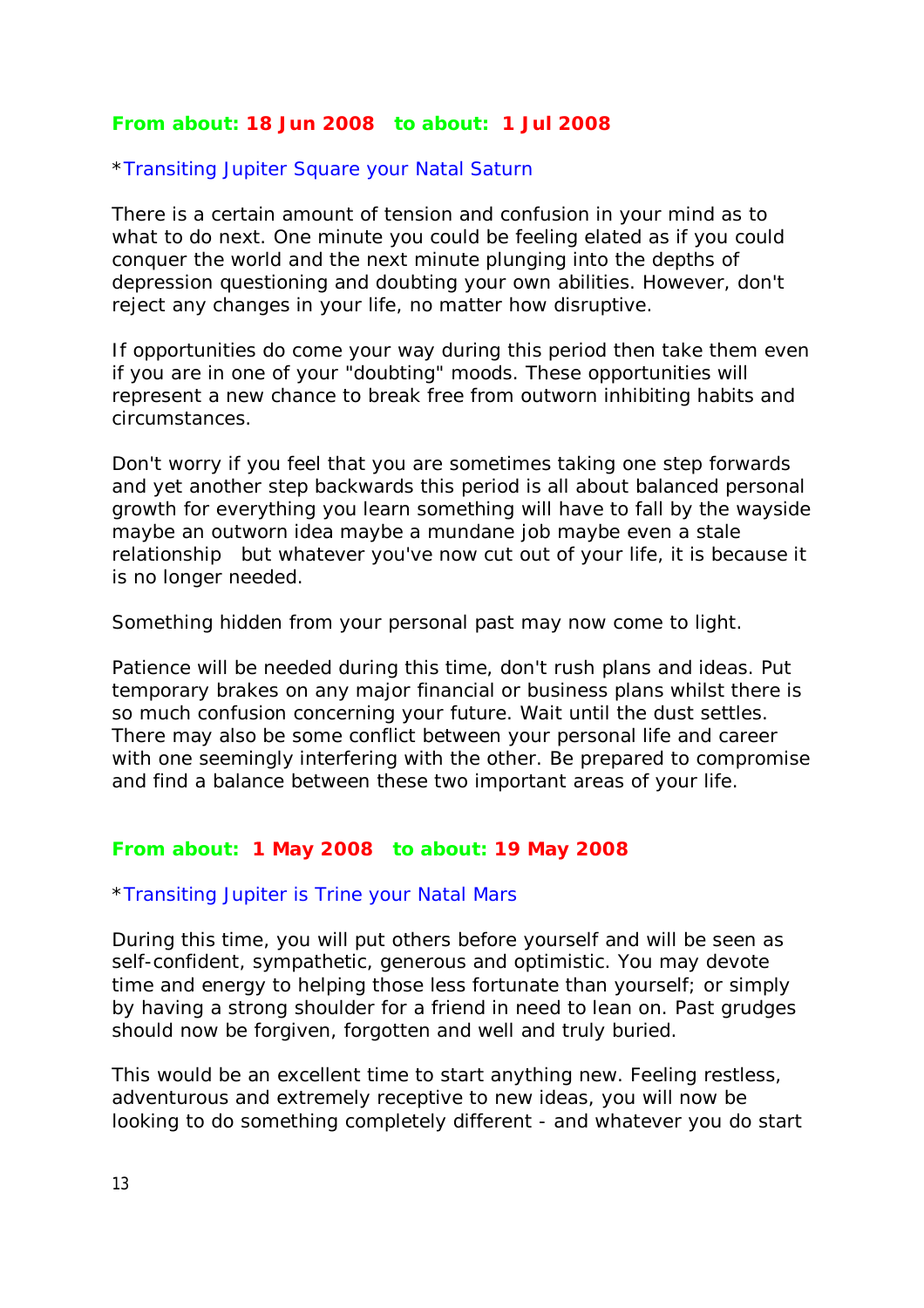**From about: 18 Jun 2008 to about: 1 Jul 2008**

*Transiting Jupiter Square your Natal Saturn

There is a certain amount of tension and confusion in your mind as to what to do next. One minute you could be feeling elated as if you could conquer the world and the next minute plunging into the depths of depression questioning and doubting your own abilities. However, don't reject any changes in your life, no matter how disruptive.

If opportunities do come your way during this period then take them even if you are in one of your "doubting" moods. These opportunities will represent a new chance to break free from outworn inhibiting habits and circumstances.

Don't worry if you feel that you are sometimes taking one step forwards and yet another step backwards this period is all about balanced personal growth for everything you learn something will have to fall by the wayside maybe an outworn idea maybe a mundane job maybe even a stale relationship but whatever you've now cut out of your life, it is because it is no longer needed.

Something hidden from your personal past may now come to light.

Patience will be needed during this time, don't rush plans and ideas. Put temporary brakes on any major financial or business plans whilst there is so much confusion concerning your future. Wait until the dust settles. There may also be some conflict between your personal life and career with one seemingly interfering with the other. Be prepared to compromise and find a balance between these two important areas of your life.

**From about: 1 May 2008 to about: 19 May 2008**

*Transiting Jupiter is Trine your Natal Mars

During this time, you will put others before yourself and will be seen as self-confident, sympathetic, generous and optimistic. You may devote time and energy to helping those less fortunate than yourself; or simply by having a strong shoulder for a friend in need to lean on. Past grudges should now be forgiven, forgotten and well and truly buried.

This would be an excellent time to start anything new. Feeling restless, adventurous and extremely receptive to new ideas, you will now be looking to do something completely different - and whatever you do start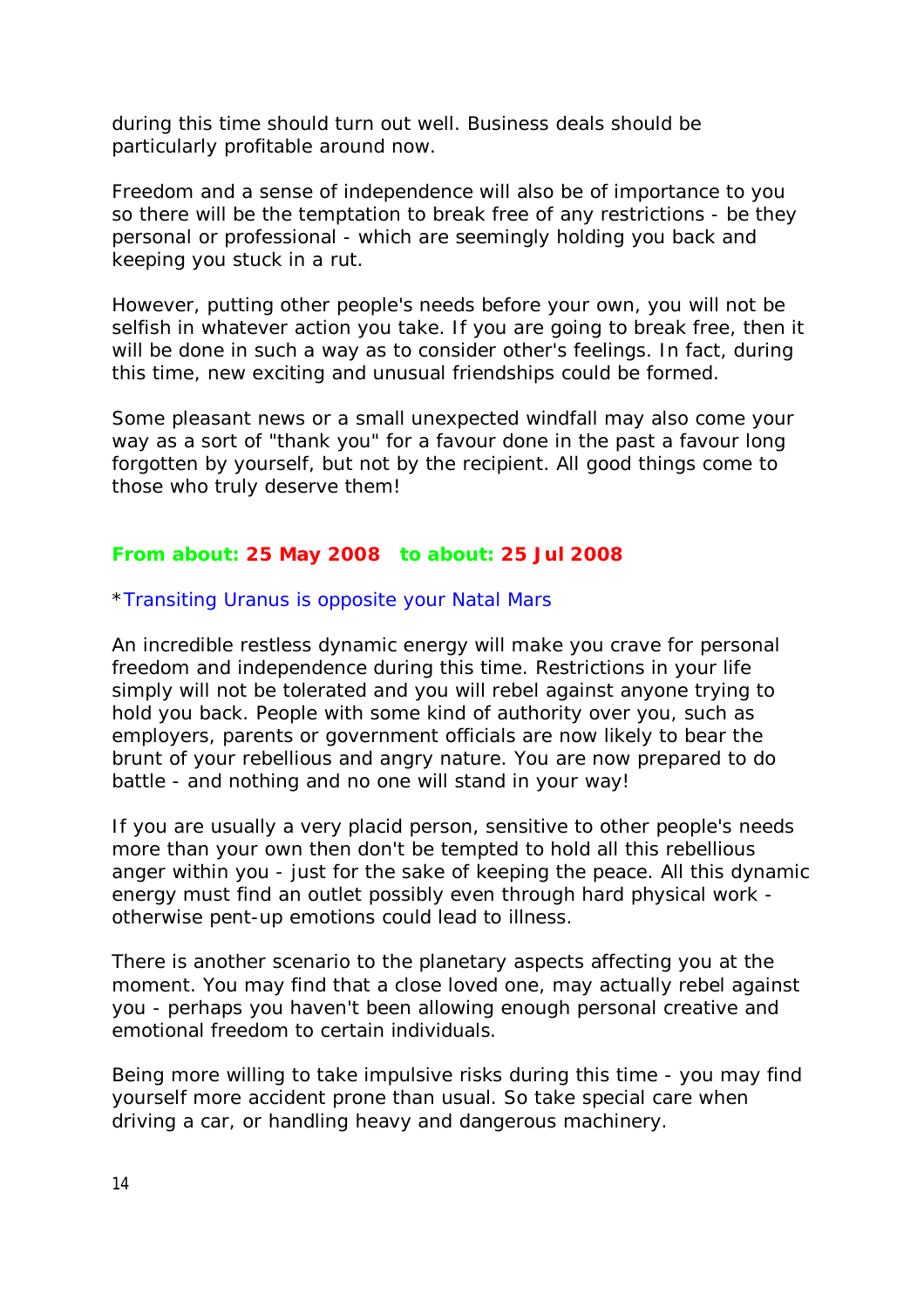during this time should turn out well. Business deals should be particularly profitable around now.

Freedom and a sense of independence will also be of importance to you so there will be the temptation to break free of any restrictions - be they personal or professional - which are seemingly holding you back and keeping you stuck in a rut.

However, putting other people's needs before your own, you will not be selfish in whatever action you take. If you are going to break free, then it will be done in such a way as to consider other's feelings. In fact, during this time, new exciting and unusual friendships could be formed.

Some pleasant news or a small unexpected windfall may also come your way as a sort of "thank you" for a favour done in the past a favour long forgotten by yourself, but not by the recipient. All good things come to those who truly deserve them!

**From about: 25 May 2008 to about: 25 Jul 2008**

*Transiting Uranus is opposite your Natal Mars

An incredible restless dynamic energy will make you crave for personal freedom and independence during this time. Restrictions in your life simply will not be tolerated and you will rebel against anyone trying to hold you back. People with some kind of authority over you, such as employers, parents or government officials are now likely to bear the brunt of your rebellious and angry nature. You are now prepared to do battle - and nothing and no one will stand in your way!

If you are usually a very placid person, sensitive to other people's needs more than your own then don't be tempted to hold all this rebellious anger within you - just for the sake of keeping the peace. All this dynamic energy must find an outlet possibly even through hard physical work - otherwise pent-up emotions could lead to illness.

There is another scenario to the planetary aspects affecting you at the moment. You may find that a close loved one, may actually rebel against you - perhaps you haven't been allowing enough personal creative and emotional freedom to certain individuals.

Being more willing to take impulsive risks during this time - you may find yourself more accident prone than usual. So take special care when driving a car, or handling heavy and dangerous machinery.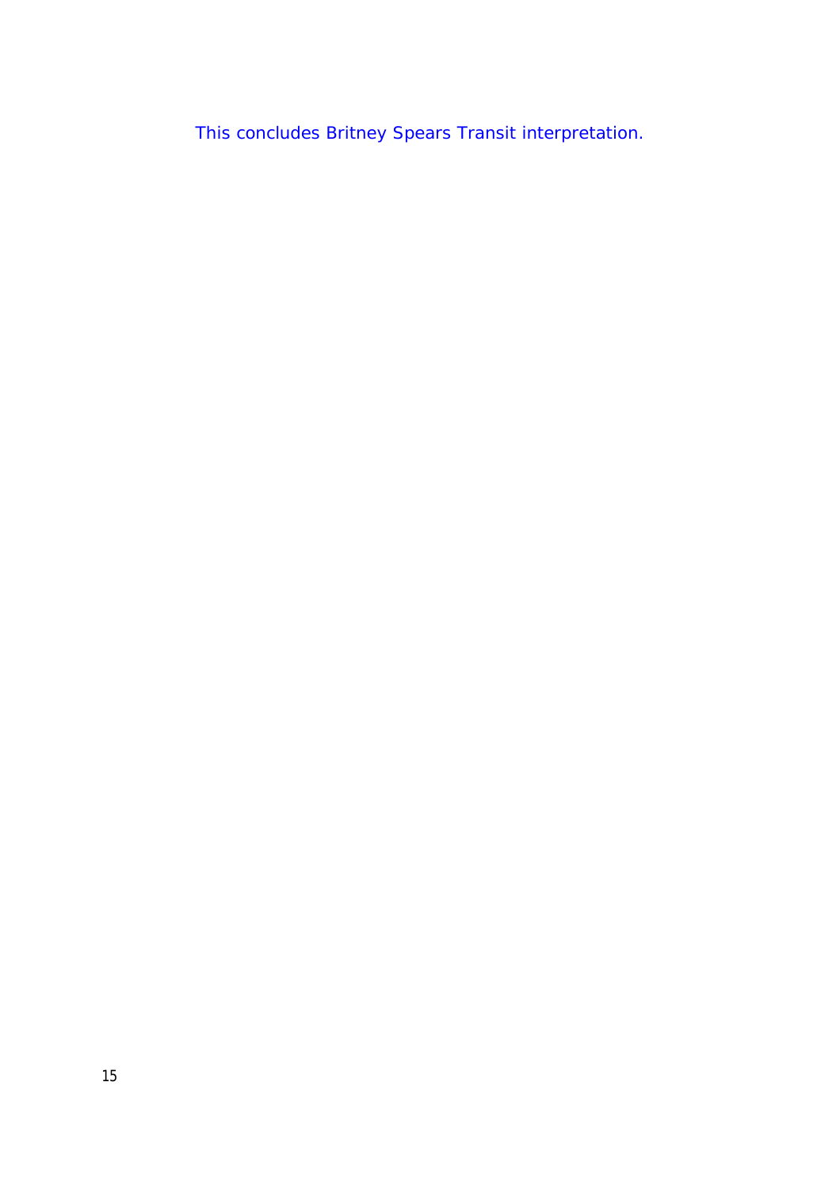This concludes Britney Spears Transit interpretation.